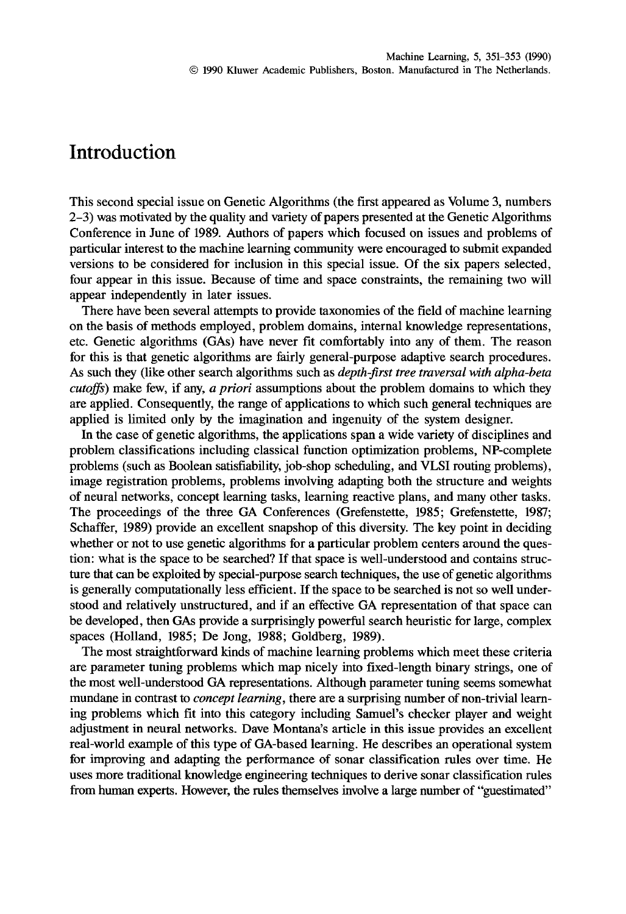# Introduction

This second special issue on Genetic Algorithms (the first appeared as Volume 3, numbers 2–3) was motivated by the quality and variety of papers presented at the Genetic Algorithms Conference in June of 1989. Authors of papers which focused on issues and problems of particular interest to the machine learning community were encouraged to submit expanded versions to be considered for inclusion in this special issue. Of the six papers selected, four appear in this issue. Because of time and space constraints, the remaining two will appear independently in later issues.

There have been several attempts to provide taxonomies of the field of machine learning on the basis of methods employed, problem domains, internal knowledge representations, etc. Genetic algorithms (GAs) have never fit comfortably into any of them. The reason for this is that genetic algorithms are fairly general-purpose adaptive search procedures. As such they (like other search algorithms such as *depth-first tree traversal with alpha-beta cutoffs*) make few, if any, *a priori* assumptions about the problem domains to which they are applied. Consequently, the range of applications to which such general techniques are applied is limited only by the imagination and ingenuity of the system designer.

In the case of genetic algorithms, the applications span a wide variety of disciplines and problem classifications including classical function optimization problems, NP-complete problems (such as Boolean satisfiability, job-shop scheduling, and VLSI routing problems), image registration problems, problems involving adapting both the structure and weights of neural networks, concept learning tasks, learning reactive plans, and many other tasks. The proceedings of the three GA Conferences (Grefenstette, 1985; Grefenstette, 1987; Schaffer, 1989) provide an excellent snapshop of this diversity. The key point in deciding whether or not to use genetic algorithms for a particular problem centers around the question: what is the space to be searched? If that space is well-understood and contains structure that can be exploited by special-purpose search techniques, the use of genetic algorithms is generally computationally less efficient. If the space to be searched is not so well understood and relatively unstructured, and if an effective GA representation of that space can be developed, then GAs provide a surprisingly powerful search heuristic for large, complex spaces (Holland, 1985; De Jong, 1988; Goldberg, 1989).

The most straightforward kinds of machine learning problems which meet these criteria are parameter tuning problems which map nicely into fixed-length binary strings, one of the most well-understood GA representations. Although parameter tuning seems somewhat mundane in contrast to *concept learning*, there are a surprising number of non-trivial learning problems which fit into this category including Samuel's checker player and weight adjustment in neural networks. Dave Montana's article in this issue provides an excellent real-world example of this type of GA-based learning. He describes an operational system for improving and adapting the performance of sonar classification rules over time. He uses more traditional knowledge engineering techniques to derive sonar classification rules from human experts. However, the rules themselves involve a large number of "guestimated"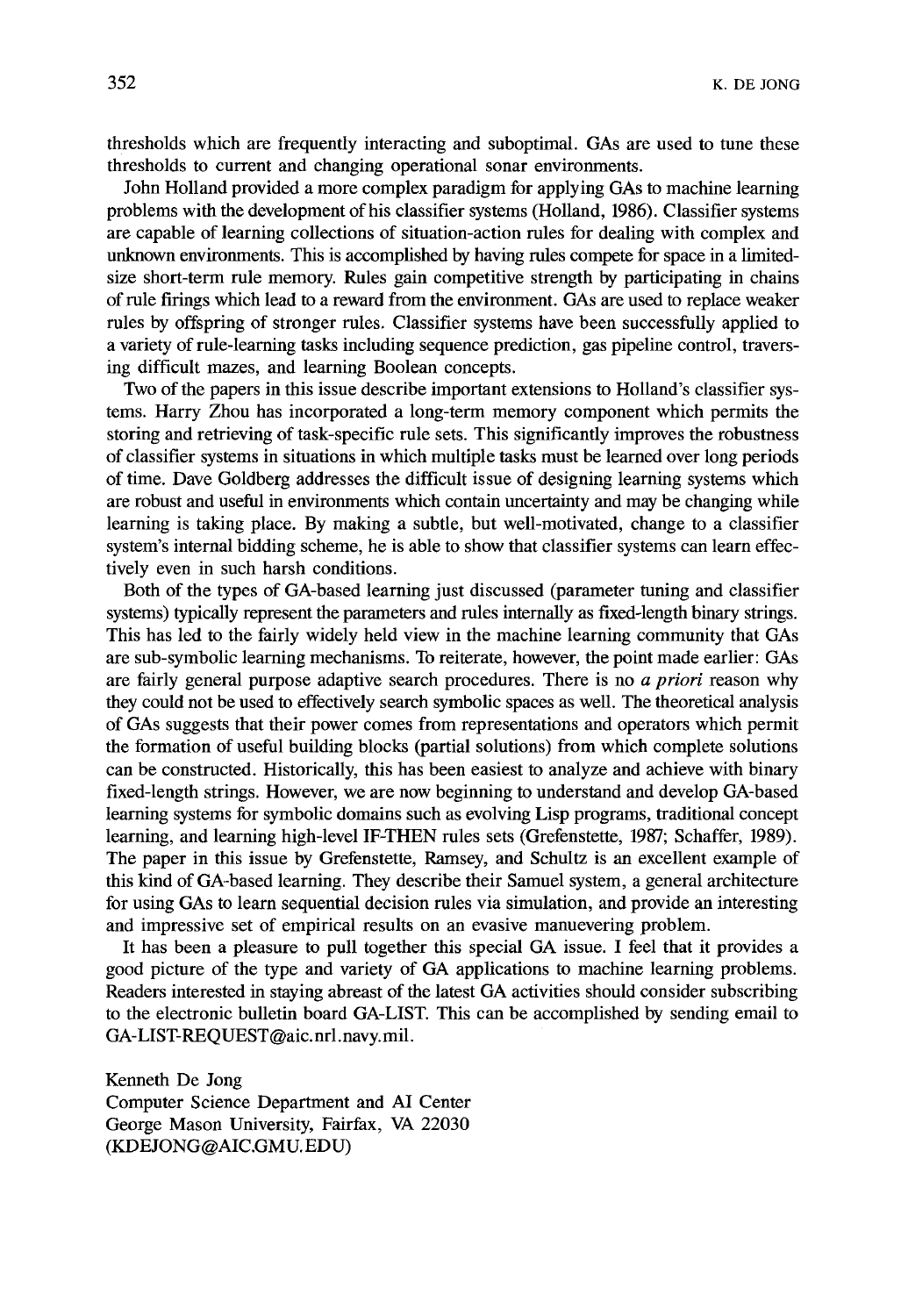thresholds which are frequently interacting and suboptimal. GAs are used to tune these thresholds to current and changing operational sonar environments.

John Holland provided a more complex paradigm for applying GAs to machine learning problems with the development of his classifier systems (Holland, 1986). Classifier systems are capable of learning collections of situation-action rules for dealing with complex and unknown environments. This is accomplished by having rules compete for space in a limited-size short-term rule memory. Rules gain competitive strength by participating in chains of rule firings which lead to a reward from the environment. GAs are used to replace weaker rules by offspring of stronger rules. Classifier systems have been successfully applied to a variety of rule-learning tasks including sequence prediction, gas pipeline control, traversing difficult mazes, and learning Boolean concepts.

Two of the papers in this issue describe important extensions to Holland's classifier systems. Harry Zhou has incorporated a long-term memory component which permits the storing and retrieving of task-specific rule sets. This significantly improves the robustness of classifier systems in situations in which multiple tasks must be learned over long periods of time. Dave Goldberg addresses the difficult issue of designing learning systems which are robust and useful in environments which contain uncertainty and may be changing while learning is taking place. By making a subtle, but well-motivated, change to a classifier system's internal bidding scheme, he is able to show that classifier systems can learn effectively even in such harsh conditions.

Both of the types of GA-based learning just discussed (parameter tuning and classifier systems) typically represent the parameters and rules internally as fixed-length binary strings. This has led to the fairly widely held view in the machine learning community that GAs are sub-symbolic learning mechanisms. To reiterate, however, the point made earlier: GAs are fairly general purpose adaptive search procedures. There is no *a priori* reason why they could not be used to effectively search symbolic spaces as well. The theoretical analysis of GAs suggests that their power comes from representations and operators which permit the formation of useful building blocks (partial solutions) from which complete solutions can be constructed. Historically, this has been easiest to analyze and achieve with binary fixed-length strings. However, we are now beginning to understand and develop GA-based learning systems for symbolic domains such as evolving Lisp programs, traditional concept learning, and learning high-level IF-THEN rules sets (Grefenstette, 1987; Schaffer, 1989). The paper in this issue by Grefenstette, Ramsey, and Schultz is an excellent example of this kind of GA-based learning. They describe their Samuel system, a general architecture for using GAs to learn sequential decision rules via simulation, and provide an interesting and impressive set of empirical results on an evasive manuevering problem.

It has been a pleasure to pull together this special GA issue. I feel that it provides a good picture of the type and variety of GA applications to machine learning problems. Readers interested in staying abreast of the latest GA activities should consider subscribing to the electronic bulletin board GA-LIST. This can be accomplished by sending email to GA-LIST-REQUEST@aic.nrl.navy.mil.

Kenneth De Jong
Computer Science Department and AI Center
George Mason University, Fairfax, VA 22030
(KDEJONG@AIC.GMU.EDU)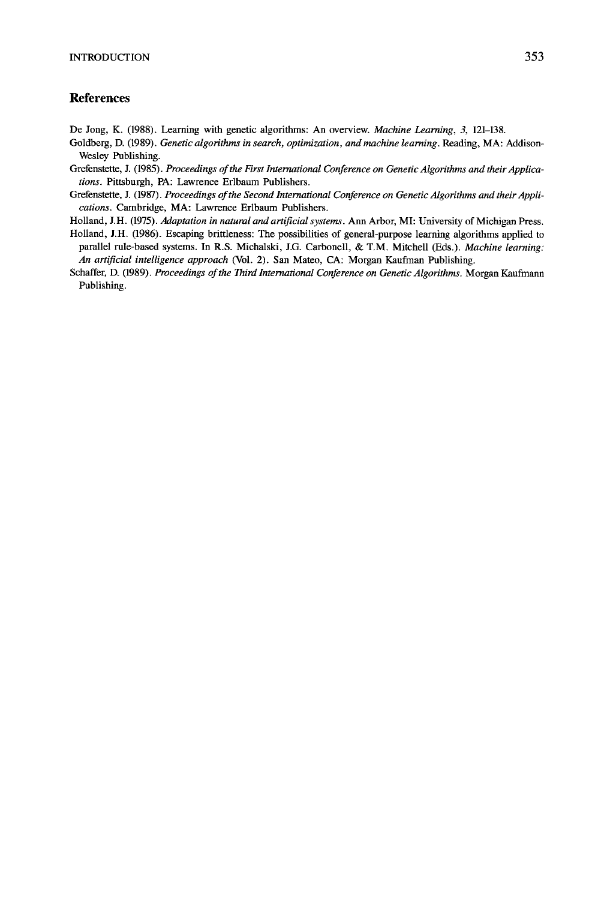## References

De Jong, K. (1988). Learning with genetic algorithms: An overview. *Machine Learning, 3*, 121–138.

Goldberg, D. (1989). *Genetic algorithms in search, optimization, and machine learning*. Reading, MA: Addison-Wesley Publishing.

Grefenstette, J. (1985). *Proceedings of the First International Conference on Genetic Algorithms and their Applications*. Pittsburgh, PA: Lawrence Erlbaum Publishers.

Grefenstette, J. (1987). *Proceedings of the Second International Conference on Genetic Algorithms and their Applications*. Cambridge, MA: Lawrence Erlbaum Publishers.

Holland, J.H. (1975). *Adaptation in natural and artificial systems*. Ann Arbor, MI: University of Michigan Press.

Holland, J.H. (1986). Escaping brittleness: The possibilities of general-purpose learning algorithms applied to parallel rule-based systems. In R.S. Michalski, J.G. Carbonell, & T.M. Mitchell (Eds.). *Machine learning: An artificial intelligence approach* (Vol. 2). San Mateo, CA: Morgan Kaufman Publishing.

Schaffer, D. (1989). *Proceedings of the Third International Conference on Genetic Algorithms*. Morgan Kaufmann Publishing.